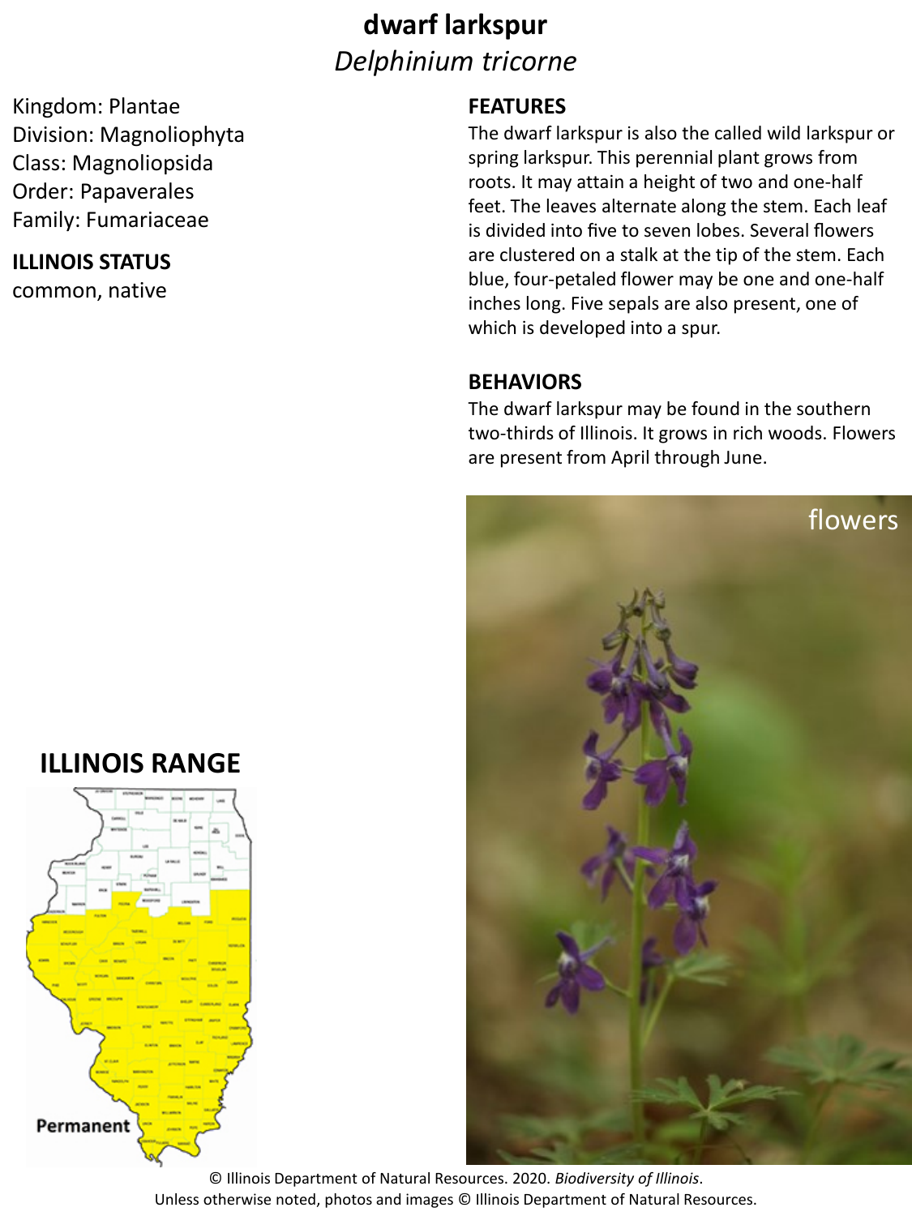# dwarf larkspur

*Delphinium tricorne*

Kingdom: Plantae
Division: Magnoliophyta
Class: Magnoliopsida
Order: Papaverales
Family: Fumariaceae

## ILLINOIS STATUS

common, native

## FEATURES

The dwarf larkspur is also the called wild larkspur or spring larkspur. This perennial plant grows from roots. It may attain a height of two and one-half feet. The leaves alternate along the stem. Each leaf is divided into five to seven lobes. Several flowers are clustered on a stalk at the tip of the stem. Each blue, four-petaled flower may be one and one-half inches long. Five sepals are also present, one of which is developed into a spur.

## BEHAVIORS

The dwarf larkspur may be found in the southern two-thirds of Illinois. It grows in rich woods. Flowers are present from April through June.

## ILLINOIS RANGE

Permanent

flowers

© Illinois Department of Natural Resources. 2020. *Biodiversity of Illinois*.
Unless otherwise noted, photos and images © Illinois Department of Natural Resources.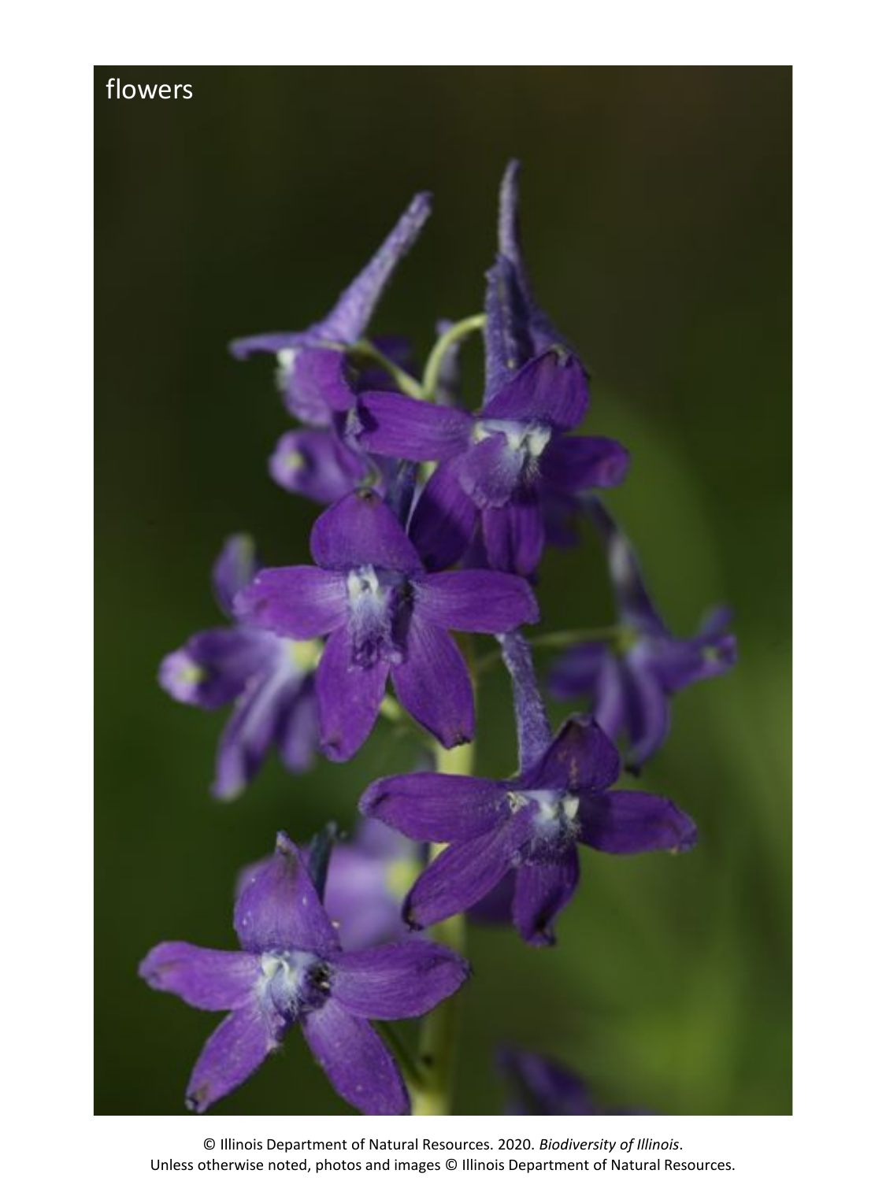flowers

© Illinois Department of Natural Resources. 2020. *Biodiversity of Illinois*.
Unless otherwise noted, photos and images © Illinois Department of Natural Resources.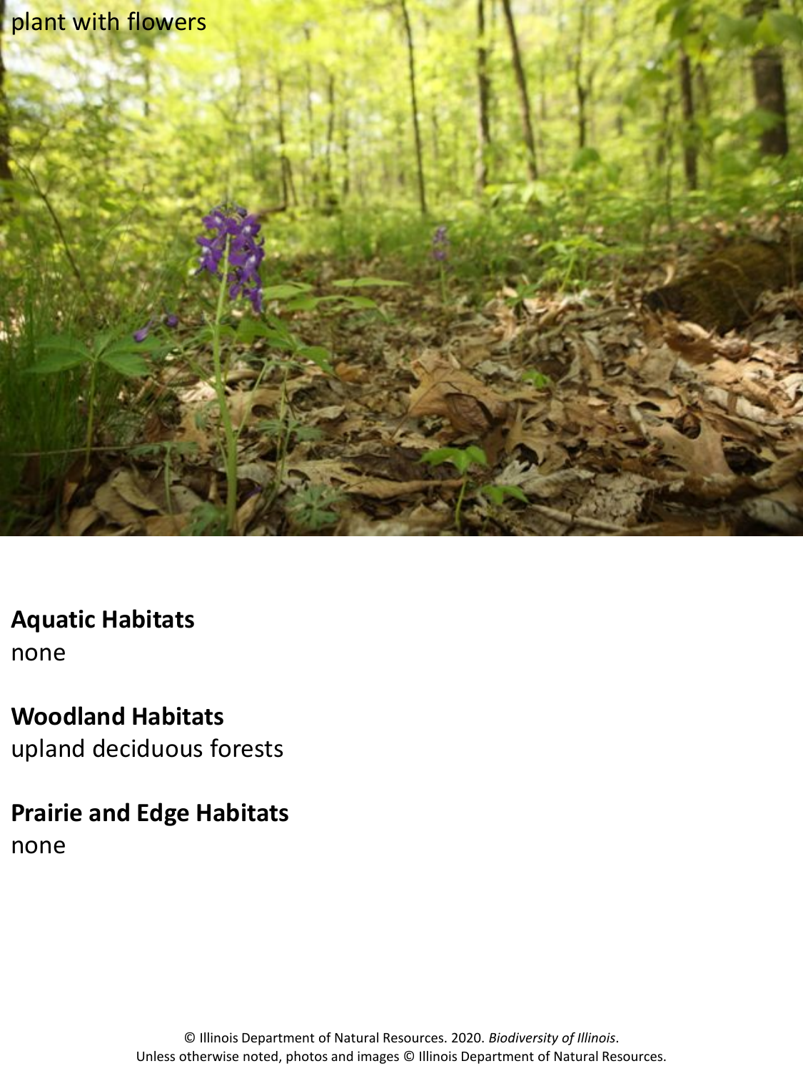plant with flowers

**Aquatic Habitats**
none

**Woodland Habitats**
upland deciduous forests

**Prairie and Edge Habitats**
none

© Illinois Department of Natural Resources. 2020. *Biodiversity of Illinois*.
Unless otherwise noted, photos and images © Illinois Department of Natural Resources.